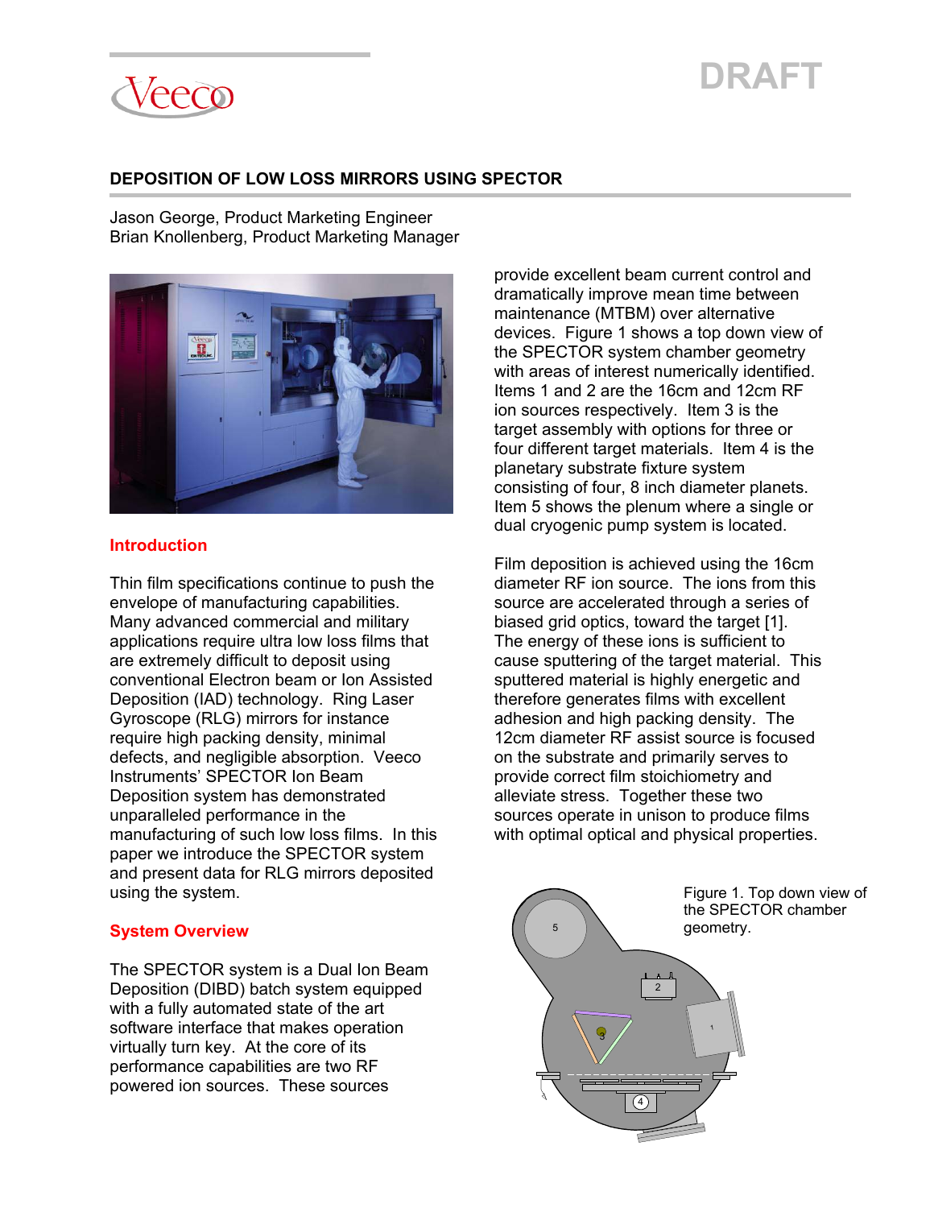DRAFT

# DEPOSITION OF LOW LOSS MIRRORS USING SPECTOR

Jason George, Product Marketing Engineer
Brian Knollenberg, Product Marketing Manager

## Introduction

Thin film specifications continue to push the envelope of manufacturing capabilities. Many advanced commercial and military applications require ultra low loss films that are extremely difficult to deposit using conventional Electron beam or Ion Assisted Deposition (IAD) technology. Ring Laser Gyroscope (RLG) mirrors for instance require high packing density, minimal defects, and negligible absorption. Veeco Instruments' SPECTOR Ion Beam Deposition system has demonstrated unparalleled performance in the manufacturing of such low loss films. In this paper we introduce the SPECTOR system and present data for RLG mirrors deposited using the system.

## System Overview

The SPECTOR system is a Dual Ion Beam Deposition (DIBD) batch system equipped with a fully automated state of the art software interface that makes operation virtually turn key. At the core of its performance capabilities are two RF powered ion sources. These sources provide excellent beam current control and dramatically improve mean time between maintenance (MTBM) over alternative devices. Figure 1 shows a top down view of the SPECTOR system chamber geometry with areas of interest numerically identified. Items 1 and 2 are the 16cm and 12cm RF ion sources respectively. Item 3 is the target assembly with options for three or four different target materials. Item 4 is the planetary substrate fixture system consisting of four, 8 inch diameter planets. Item 5 shows the plenum where a single or dual cryogenic pump system is located.

Film deposition is achieved using the 16cm diameter RF ion source. The ions from this source are accelerated through a series of biased grid optics, toward the target [1]. The energy of these ions is sufficient to cause sputtering of the target material. This sputtered material is highly energetic and therefore generates films with excellent adhesion and high packing density. The 12cm diameter RF assist source is focused on the substrate and primarily serves to provide correct film stoichiometry and alleviate stress. Together these two sources operate in unison to produce films with optimal optical and physical properties.

Figure 1. Top down view of the SPECTOR chamber geometry.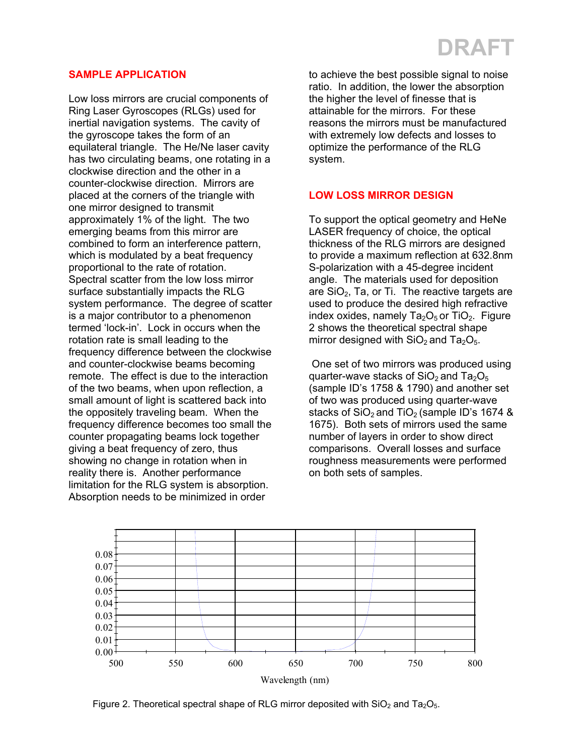## SAMPLE APPLICATION

Low loss mirrors are crucial components of Ring Laser Gyroscopes (RLGs) used for inertial navigation systems. The cavity of the gyroscope takes the form of an equilateral triangle. The He/Ne laser cavity has two circulating beams, one rotating in a clockwise direction and the other in a counter-clockwise direction. Mirrors are placed at the corners of the triangle with one mirror designed to transmit approximately 1% of the light. The two emerging beams from this mirror are combined to form an interference pattern, which is modulated by a beat frequency proportional to the rate of rotation. Spectral scatter from the low loss mirror surface substantially impacts the RLG system performance. The degree of scatter is a major contributor to a phenomenon termed 'lock-in'. Lock in occurs when the rotation rate is small leading to the frequency difference between the clockwise and counter-clockwise beams becoming remote. The effect is due to the interaction of the two beams, when upon reflection, a small amount of light is scattered back into the oppositely traveling beam. When the frequency difference becomes too small the counter propagating beams lock together giving a beat frequency of zero, thus showing no change in rotation when in reality there is. Another performance limitation for the RLG system is absorption. Absorption needs to be minimized in order to achieve the best possible signal to noise ratio. In addition, the lower the absorption the higher the level of finesse that is attainable for the mirrors. For these reasons the mirrors must be manufactured with extremely low defects and losses to optimize the performance of the RLG system.

## LOW LOSS MIRROR DESIGN

To support the optical geometry and HeNe LASER frequency of choice, the optical thickness of the RLG mirrors are designed to provide a maximum reflection at 632.8nm S-polarization with a 45-degree incident angle. The materials used for deposition are $SiO_2$, Ta, or Ti. The reactive targets are used to produce the desired high refractive index oxides, namely $Ta_2O_5$ or $TiO_2$. Figure 2 shows the theoretical spectral shape mirror designed with $SiO_2$ and $Ta_2O_5$.

One set of two mirrors was produced using quarter-wave stacks of $SiO_2$ and $Ta_2O_5$ (sample ID's 1758 & 1790) and another set of two was produced using quarter-wave stacks of $SiO_2$ and $TiO_2$ (sample ID's 1674 & 1675). Both sets of mirrors used the same number of layers in order to show direct comparisons. Overall losses and surface roughness measurements were performed on both sets of samples.

Figure 2. Theoretical spectral shape of RLG mirror deposited with $SiO_2$ and $Ta_2O_5$.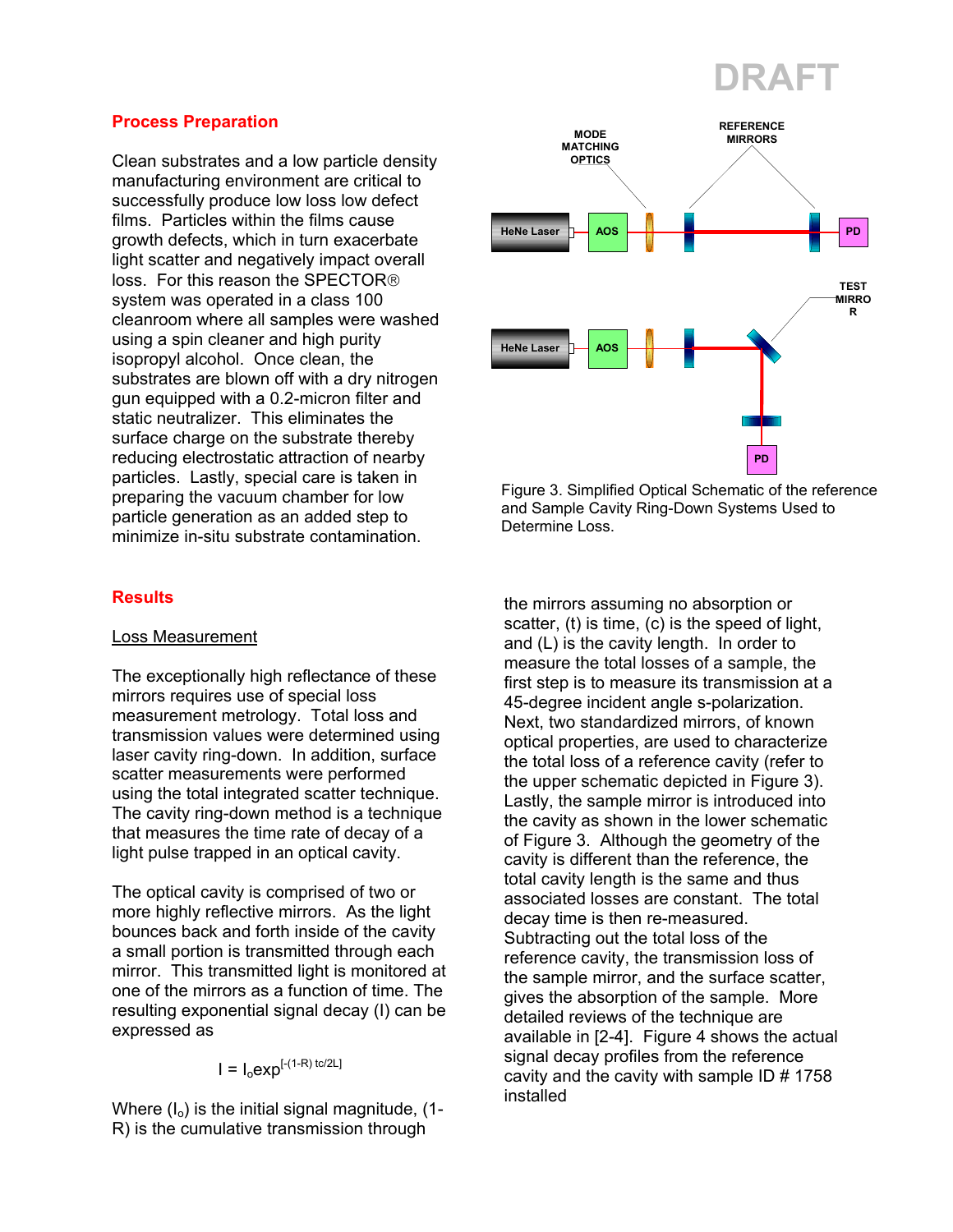DRAFT

## Process Preparation

Clean substrates and a low particle density manufacturing environment are critical to successfully produce low loss low defect films. Particles within the films cause growth defects, which in turn exacerbate light scatter and negatively impact overall loss. For this reason the SPECTOR® system was operated in a class 100 cleanroom where all samples were washed using a spin cleaner and high purity isopropyl alcohol. Once clean, the substrates are blown off with a dry nitrogen gun equipped with a 0.2-micron filter and static neutralizer. This eliminates the surface charge on the substrate thereby reducing electrostatic attraction of nearby particles. Lastly, special care is taken in preparing the vacuum chamber for low particle generation as an added step to minimize in-situ substrate contamination.

Figure 3. Simplified Optical Schematic of the reference and Sample Cavity Ring-Down Systems Used to Determine Loss.

## Results

### Loss Measurement

The exceptionally high reflectance of these mirrors requires use of special loss measurement metrology. Total loss and transmission values were determined using laser cavity ring-down. In addition, surface scatter measurements were performed using the total integrated scatter technique. The cavity ring-down method is a technique that measures the time rate of decay of a light pulse trapped in an optical cavity.

The optical cavity is comprised of two or more highly reflective mirrors. As the light bounces back and forth inside of the cavity a small portion is transmitted through each mirror. This transmitted light is monitored at one of the mirrors as a function of time. The resulting exponential signal decay (I) can be expressed as

$$I = I_o \exp^{[-(1-R)\, tc/2L]}$$

Where ($I_o$) is the initial signal magnitude, (1-R) is the cumulative transmission through the mirrors assuming no absorption or scatter, (t) is time, (c) is the speed of light, and (L) is the cavity length. In order to measure the total losses of a sample, the first step is to measure its transmission at a 45-degree incident angle s-polarization. Next, two standardized mirrors, of known optical properties, are used to characterize the total loss of a reference cavity (refer to the upper schematic depicted in Figure 3). Lastly, the sample mirror is introduced into the cavity as shown in the lower schematic of Figure 3. Although the geometry of the cavity is different than the reference, the total cavity length is the same and thus associated losses are constant. The total decay time is then re-measured. Subtracting out the total loss of the reference cavity, the transmission loss of the sample mirror, and the surface scatter, gives the absorption of the sample. More detailed reviews of the technique are available in [2-4]. Figure 4 shows the actual signal decay profiles from the reference cavity and the cavity with sample ID # 1758 installed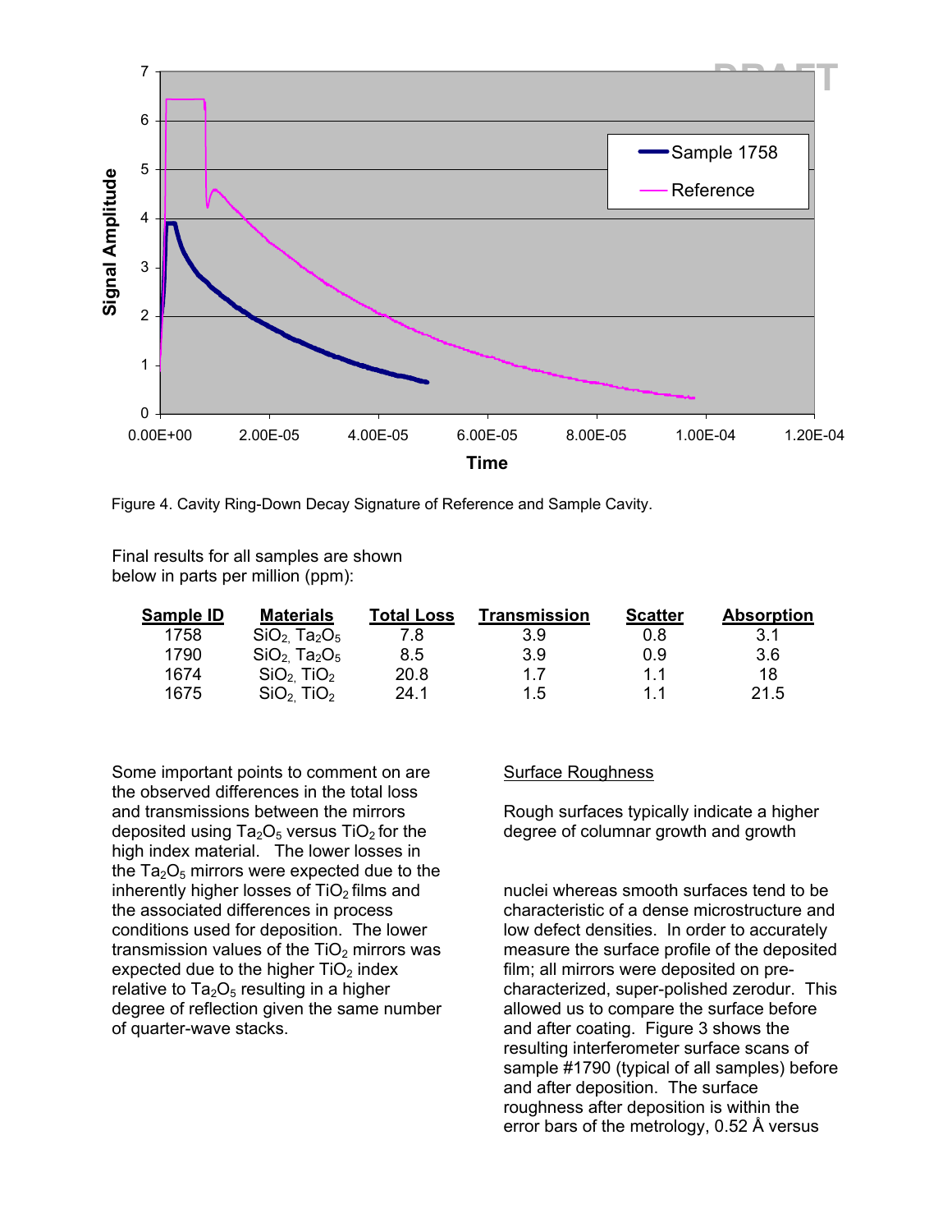Figure 4. Cavity Ring-Down Decay Signature of Reference and Sample Cavity.

Final results for all samples are shown below in parts per million (ppm):

| Sample ID | Materials | Total Loss | Transmission | Scatter | Absorption |
|---|---|---|---|---|---|
| 1758 | $SiO_2$, $Ta_2O_5$ | 7.8 | 3.9 | 0.8 | 3.1 |
| 1790 | $SiO_2$, $Ta_2O_5$ | 8.5 | 3.9 | 0.9 | 3.6 |
| 1674 | $SiO_2$, $TiO_2$ | 20.8 | 1.7 | 1.1 | 18 |
| 1675 | $SiO_2$, $TiO_2$ | 24.1 | 1.5 | 1.1 | 21.5 |

Some important points to comment on are the observed differences in the total loss and transmissions between the mirrors deposited using $Ta_2O_5$ versus $TiO_2$ for the high index material. The lower losses in the $Ta_2O_5$ mirrors were expected due to the inherently higher losses of $TiO_2$ films and the associated differences in process conditions used for deposition. The lower transmission values of the $TiO_2$ mirrors was expected due to the higher $TiO_2$ index relative to $Ta_2O_5$ resulting in a higher degree of reflection given the same number of quarter-wave stacks.

Surface Roughness

Rough surfaces typically indicate a higher degree of columnar growth and growth nuclei whereas smooth surfaces tend to be characteristic of a dense microstructure and low defect densities. In order to accurately measure the surface profile of the deposited film; all mirrors were deposited on pre-characterized, super-polished zerodur. This allowed us to compare the surface before and after coating. Figure 3 shows the resulting interferometer surface scans of sample #1790 (typical of all samples) before and after deposition. The surface roughness after deposition is within the error bars of the metrology, 0.52 Å versus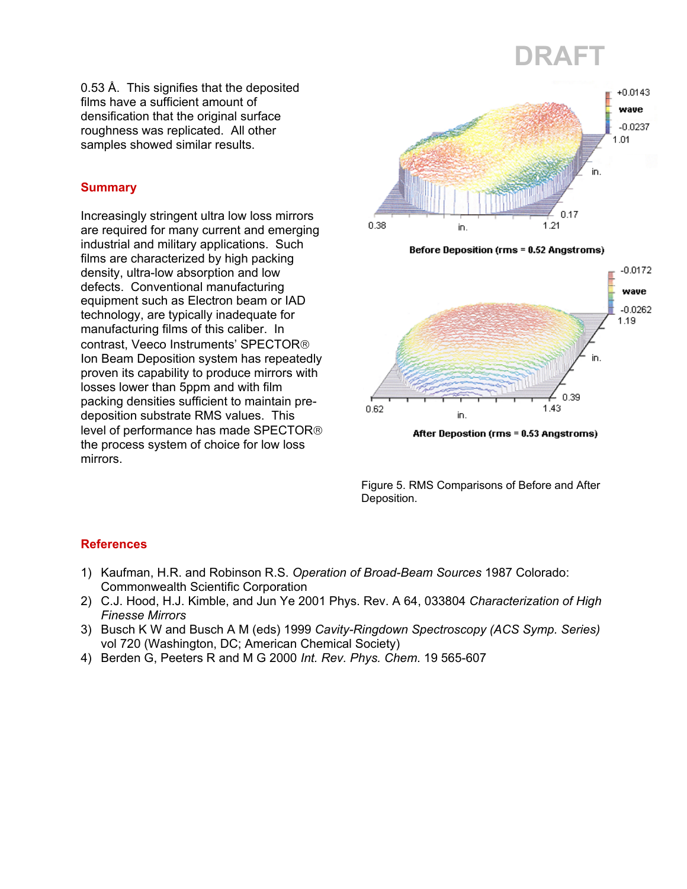0.53 Å. This signifies that the deposited films have a sufficient amount of densification that the original surface roughness was replicated. All other samples showed similar results.

## Summary

Increasingly stringent ultra low loss mirrors are required for many current and emerging industrial and military applications. Such films are characterized by high packing density, ultra-low absorption and low defects. Conventional manufacturing equipment such as Electron beam or IAD technology, are typically inadequate for manufacturing films of this caliber. In contrast, Veeco Instruments' SPECTOR® Ion Beam Deposition system has repeatedly proven its capability to produce mirrors with losses lower than 5ppm and with film packing densities sufficient to maintain pre-deposition substrate RMS values. This level of performance has made SPECTOR® the process system of choice for low loss mirrors.

+0.0143
wave
-0.0237
1.01
in.
0.17
0.38
in.
1.21

Before Deposition (rms = 0.52 Angstroms)

-0.0172
wave
-0.0262
1.19
in.
0.39
0.62
in.
1.43

After Depostion (rms = 0.53 Angstroms)

Figure 5. RMS Comparisons of Before and After Deposition.

## References

1) Kaufman, H.R. and Robinson R.S. *Operation of Broad-Beam Sources* 1987 Colorado: Commonwealth Scientific Corporation
2) C.J. Hood, H.J. Kimble, and Jun Ye 2001 Phys. Rev. A 64, 033804 *Characterization of High Finesse Mirrors*
3) Busch K W and Busch A M (eds) 1999 *Cavity-Ringdown Spectroscopy (ACS Symp. Series)* vol 720 (Washington, DC; American Chemical Society)
4) Berden G, Peeters R and M G 2000 *Int. Rev. Phys. Chem.* 19 565-607